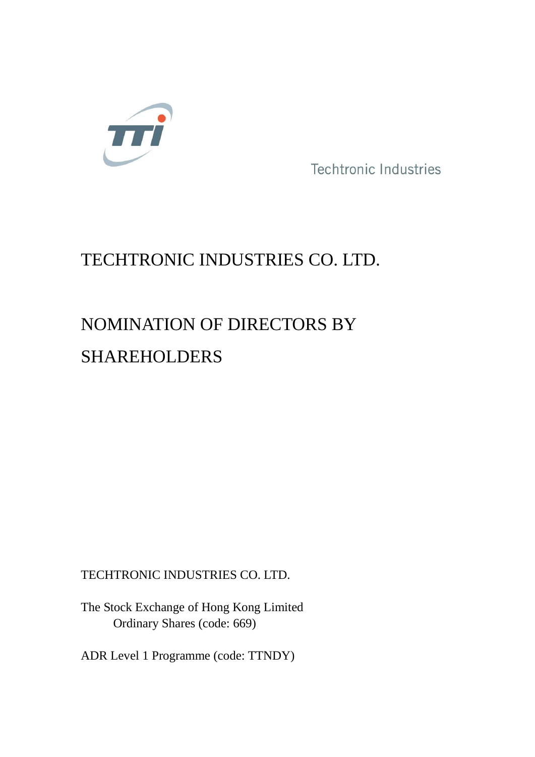Techtronic Industries

# TECHTRONIC INDUSTRIES CO. LTD.

# NOMINATION OF DIRECTORS BY SHAREHOLDERS

TECHTRONIC INDUSTRIES CO. LTD.

The Stock Exchange of Hong Kong Limited
Ordinary Shares (code: 669)

ADR Level 1 Programme (code: TTNDY)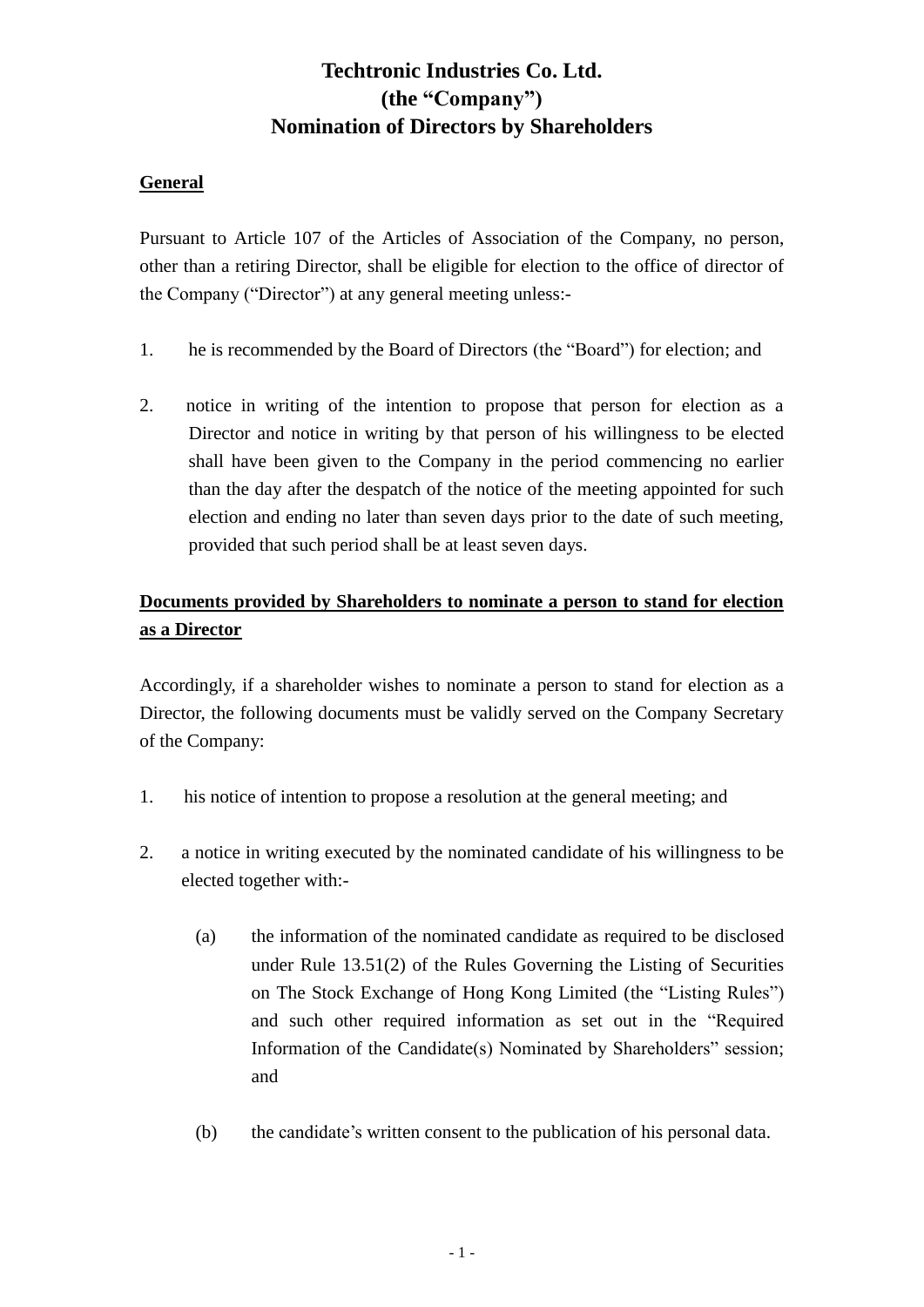# Techtronic Industries Co. Ltd.
# (the "Company")
# Nomination of Directors by Shareholders

## General

Pursuant to Article 107 of the Articles of Association of the Company, no person, other than a retiring Director, shall be eligible for election to the office of director of the Company ("Director") at any general meeting unless:-

1. he is recommended by the Board of Directors (the "Board") for election; and

2. notice in writing of the intention to propose that person for election as a Director and notice in writing by that person of his willingness to be elected shall have been given to the Company in the period commencing no earlier than the day after the despatch of the notice of the meeting appointed for such election and ending no later than seven days prior to the date of such meeting, provided that such period shall be at least seven days.

## Documents provided by Shareholders to nominate a person to stand for election as a Director

Accordingly, if a shareholder wishes to nominate a person to stand for election as a Director, the following documents must be validly served on the Company Secretary of the Company:

1. his notice of intention to propose a resolution at the general meeting; and

2. a notice in writing executed by the nominated candidate of his willingness to be elected together with:-

   (a) the information of the nominated candidate as required to be disclosed under Rule 13.51(2) of the Rules Governing the Listing of Securities on The Stock Exchange of Hong Kong Limited (the "Listing Rules") and such other required information as set out in the "Required Information of the Candidate(s) Nominated by Shareholders" session; and

   (b) the candidate's written consent to the publication of his personal data.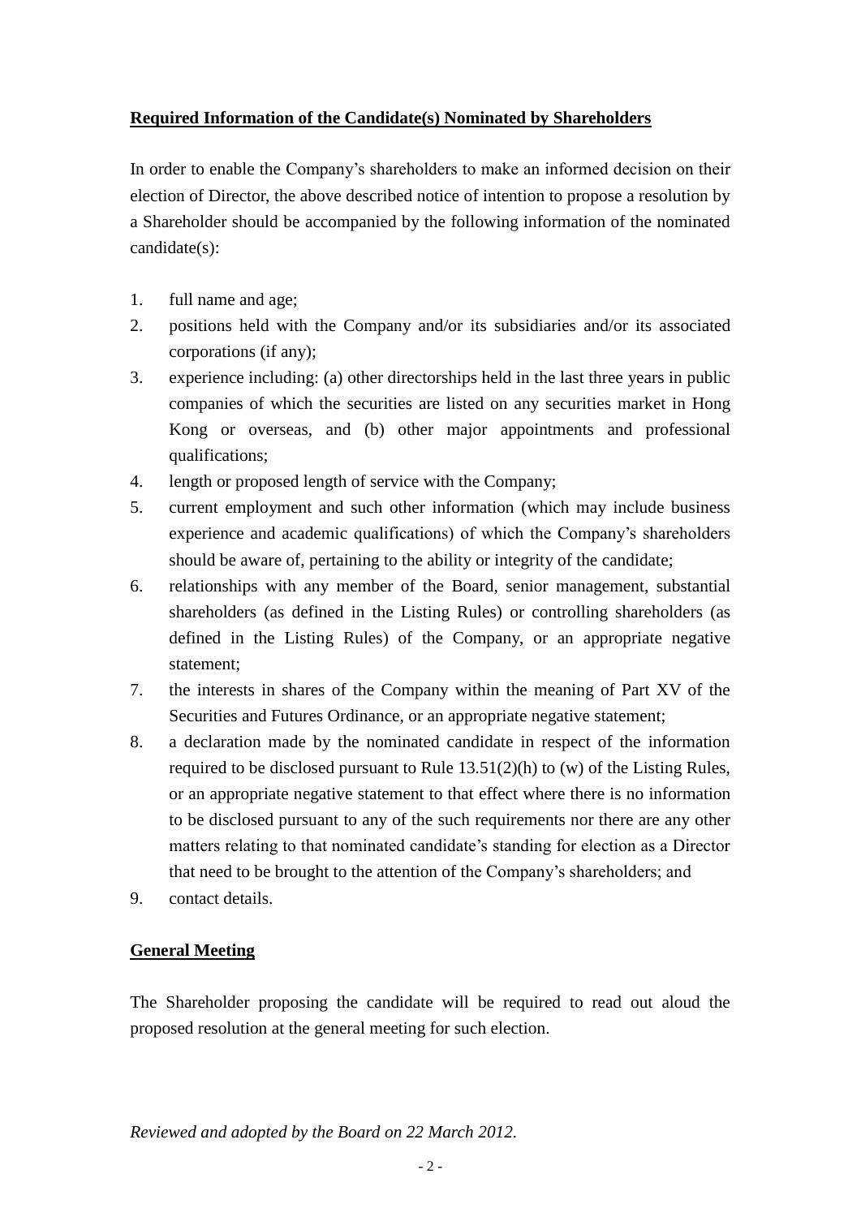**Required Information of the Candidate(s) Nominated by Shareholders**

In order to enable the Company's shareholders to make an informed decision on their election of Director, the above described notice of intention to propose a resolution by a Shareholder should be accompanied by the following information of the nominated candidate(s):

1. full name and age;
2. positions held with the Company and/or its subsidiaries and/or its associated corporations (if any);
3. experience including: (a) other directorships held in the last three years in public companies of which the securities are listed on any securities market in Hong Kong or overseas, and (b) other major appointments and professional qualifications;
4. length or proposed length of service with the Company;
5. current employment and such other information (which may include business experience and academic qualifications) of which the Company's shareholders should be aware of, pertaining to the ability or integrity of the candidate;
6. relationships with any member of the Board, senior management, substantial shareholders (as defined in the Listing Rules) or controlling shareholders (as defined in the Listing Rules) of the Company, or an appropriate negative statement;
7. the interests in shares of the Company within the meaning of Part XV of the Securities and Futures Ordinance, or an appropriate negative statement;
8. a declaration made by the nominated candidate in respect of the information required to be disclosed pursuant to Rule 13.51(2)(h) to (w) of the Listing Rules, or an appropriate negative statement to that effect where there is no information to be disclosed pursuant to any of the such requirements nor there are any other matters relating to that nominated candidate's standing for election as a Director that need to be brought to the attention of the Company's shareholders; and
9. contact details.

**General Meeting**

The Shareholder proposing the candidate will be required to read out aloud the proposed resolution at the general meeting for such election.

*Reviewed and adopted by the Board on 22 March 2012.*